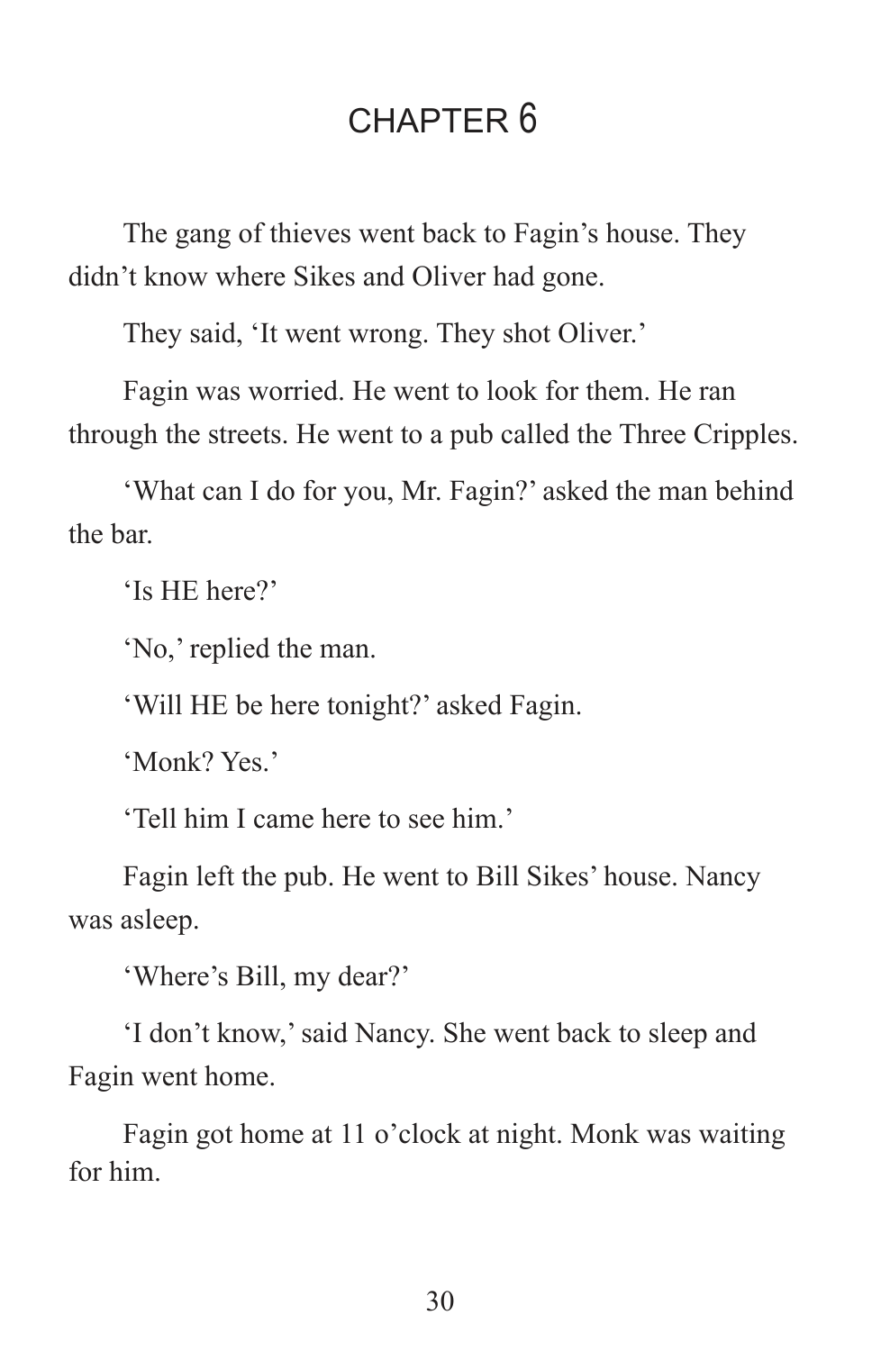# CHAPTER 6

The gang of thieves went back to Fagin's house. They didn't know where Sikes and Oliver had gone.

They said, 'It went wrong. They shot Oliver.'

Fagin was worried. He went to look for them. He ran through the streets. He went to a pub called the Three Cripples.

'What can I do for you, Mr. Fagin?' asked the man behind the bar.

'Is HE here?'

'No,' replied the man.

'Will HE be here tonight?' asked Fagin.

'Monk? Yes.'

'Tell him I came here to see him.'

Fagin left the pub. He went to Bill Sikes' house. Nancy was asleep.

'Where's Bill, my dear?'

'I don't know,' said Nancy. She went back to sleep and Fagin went home.

Fagin got home at 11 o'clock at night. Monk was waiting for him.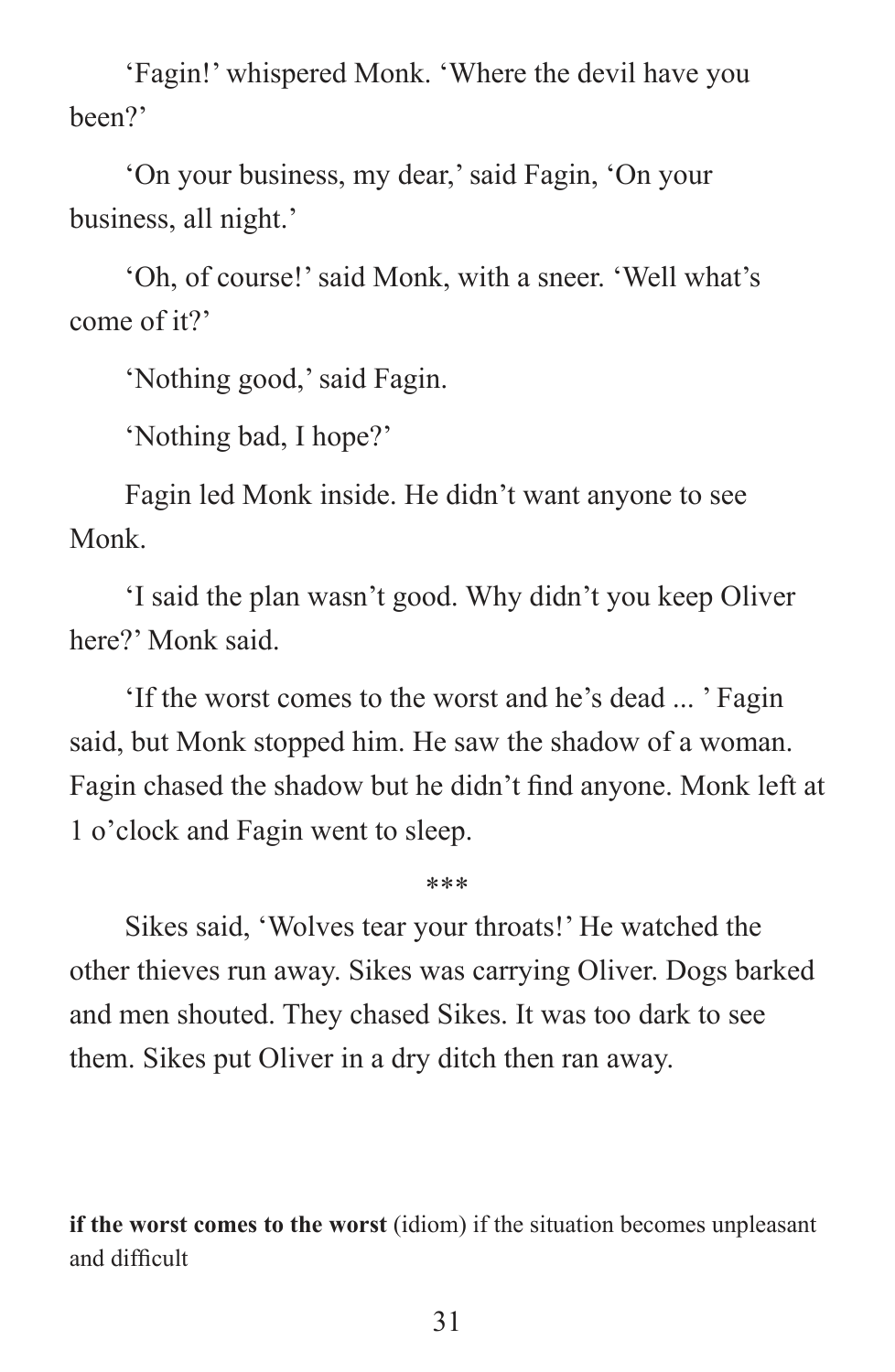'Fagin!' whispered Monk. 'Where the devil have you been?'

'On your business, my dear,' said Fagin, 'On your business, all night.'

'Oh, of course!' said Monk, with a sneer. 'Well what's come of it?'

'Nothing good,' said Fagin.

'Nothing bad, I hope?'

Fagin led Monk inside. He didn't want anyone to see Monk.

'I said the plan wasn't good. Why didn't you keep Oliver here?' Monk said.

'If the worst comes to the worst and he's dead ... ' Fagin said, but Monk stopped him. He saw the shadow of a woman. Fagin chased the shadow but he didn't find anyone. Monk left at 1 o'clock and Fagin went to sleep.

***

Sikes said, 'Wolves tear your throats!' He watched the other thieves run away. Sikes was carrying Oliver. Dogs barked and men shouted. They chased Sikes. It was too dark to see them. Sikes put Oliver in a dry ditch then ran away.

**if the worst comes to the worst** (idiom) if the situation becomes unpleasant and difficult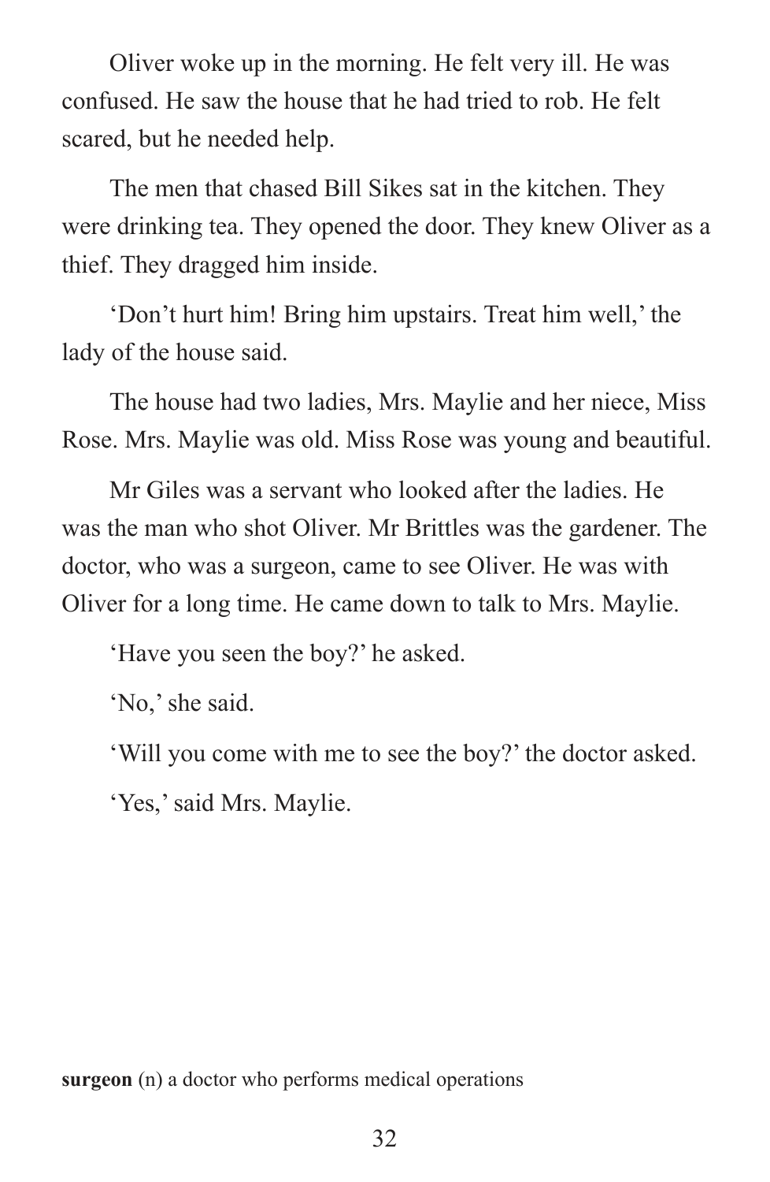Oliver woke up in the morning. He felt very ill. He was confused. He saw the house that he had tried to rob. He felt scared, but he needed help.

The men that chased Bill Sikes sat in the kitchen. They were drinking tea. They opened the door. They knew Oliver as a thief. They dragged him inside.

'Don't hurt him! Bring him upstairs. Treat him well,' the lady of the house said.

The house had two ladies, Mrs. Maylie and her niece, Miss Rose. Mrs. Maylie was old. Miss Rose was young and beautiful.

Mr Giles was a servant who looked after the ladies. He was the man who shot Oliver. Mr Brittles was the gardener. The doctor, who was a surgeon, came to see Oliver. He was with Oliver for a long time. He came down to talk to Mrs. Maylie.

'Have you seen the boy?' he asked.

'No,' she said.

'Will you come with me to see the boy?' the doctor asked.

'Yes,' said Mrs. Maylie.

**surgeon** (n) a doctor who performs medical operations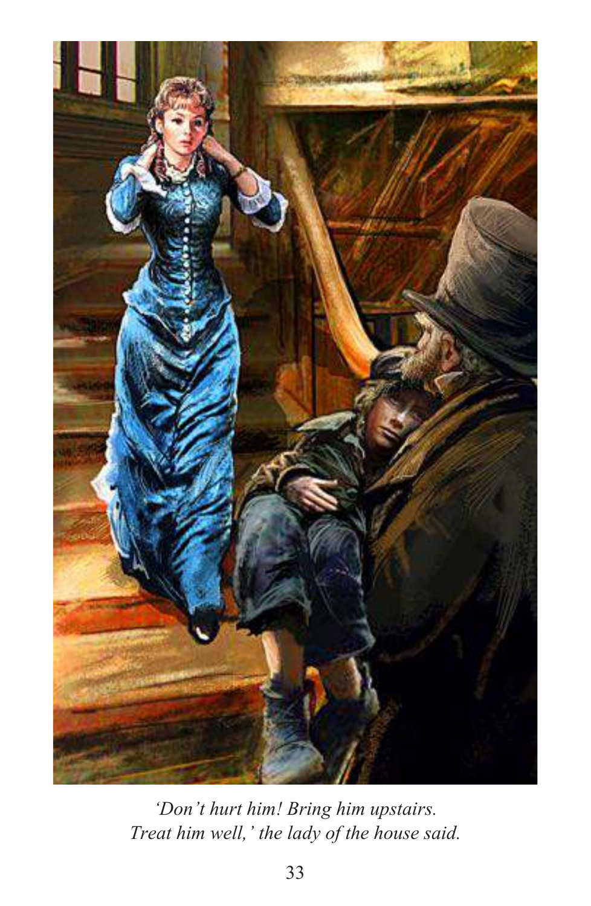*'Don't hurt him! Bring him upstairs. Treat him well,' the lady of the house said.*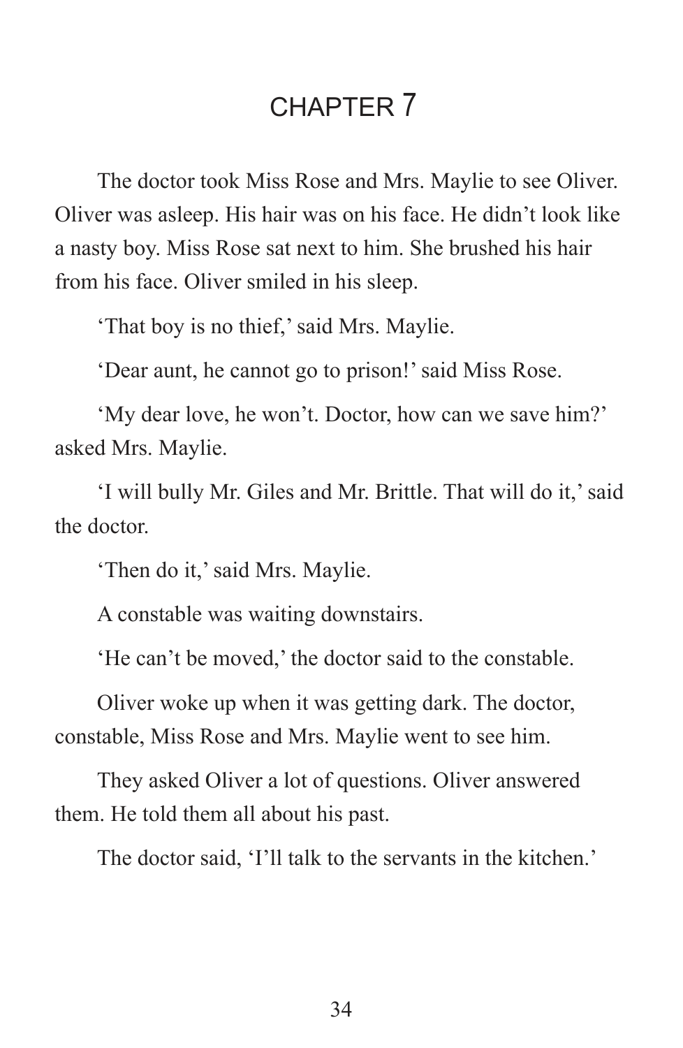# CHAPTER 7

The doctor took Miss Rose and Mrs. Maylie to see Oliver. Oliver was asleep. His hair was on his face. He didn't look like a nasty boy. Miss Rose sat next to him. She brushed his hair from his face. Oliver smiled in his sleep.

'That boy is no thief,' said Mrs. Maylie.

'Dear aunt, he cannot go to prison!' said Miss Rose.

'My dear love, he won't. Doctor, how can we save him?' asked Mrs. Maylie.

'I will bully Mr. Giles and Mr. Brittle. That will do it,' said the doctor.

'Then do it,' said Mrs. Maylie.

A constable was waiting downstairs.

'He can't be moved,' the doctor said to the constable.

Oliver woke up when it was getting dark. The doctor, constable, Miss Rose and Mrs. Maylie went to see him.

They asked Oliver a lot of questions. Oliver answered them. He told them all about his past.

The doctor said, 'I'll talk to the servants in the kitchen.'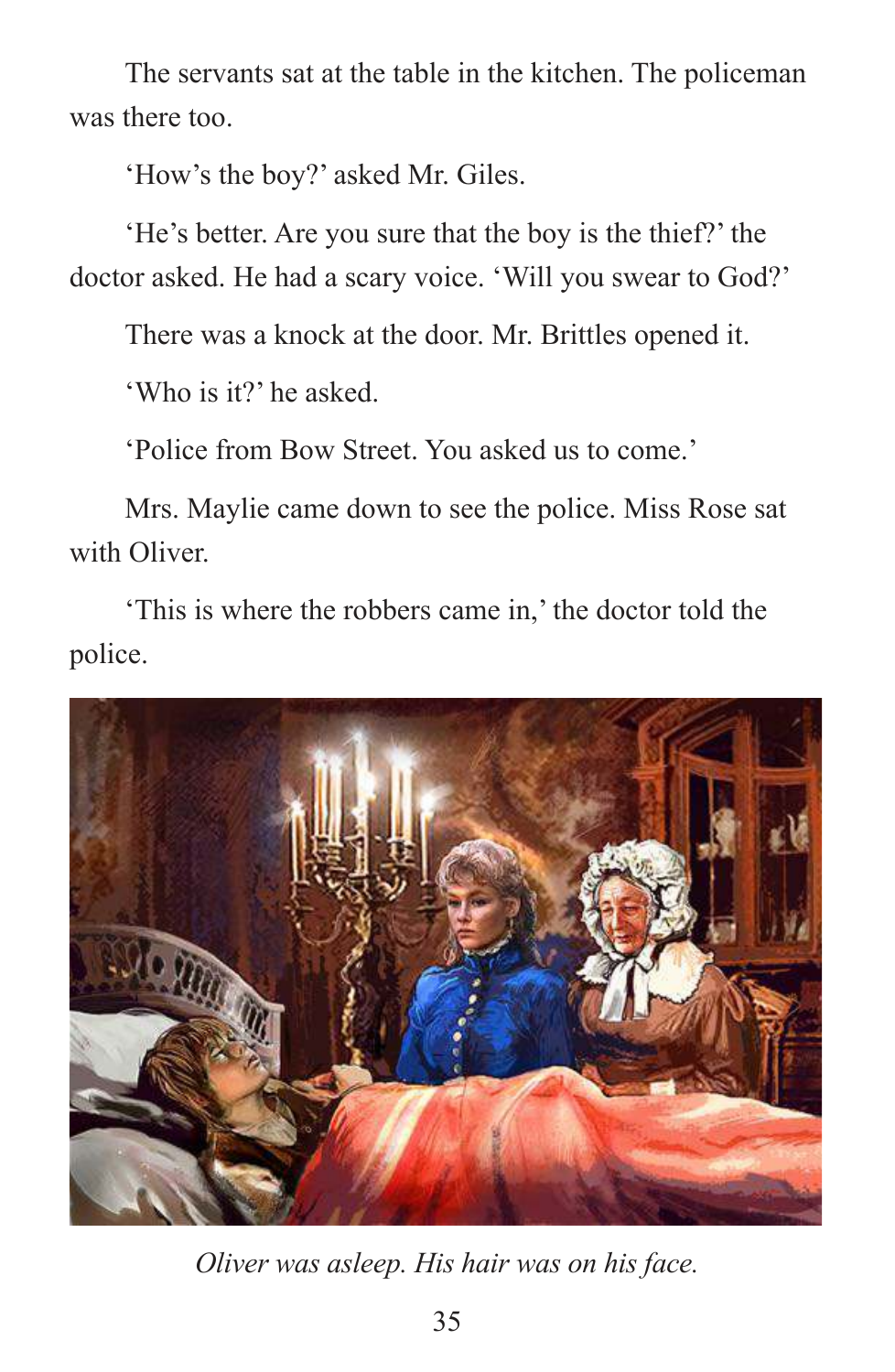The servants sat at the table in the kitchen. The policeman was there too.

'How's the boy?' asked Mr. Giles.

'He's better. Are you sure that the boy is the thief?' the doctor asked. He had a scary voice. 'Will you swear to God?'

There was a knock at the door. Mr. Brittles opened it.

'Who is it?' he asked.

'Police from Bow Street. You asked us to come.'

Mrs. Maylie came down to see the police. Miss Rose sat with Oliver.

'This is where the robbers came in,' the doctor told the police.

*Oliver was asleep. His hair was on his face.*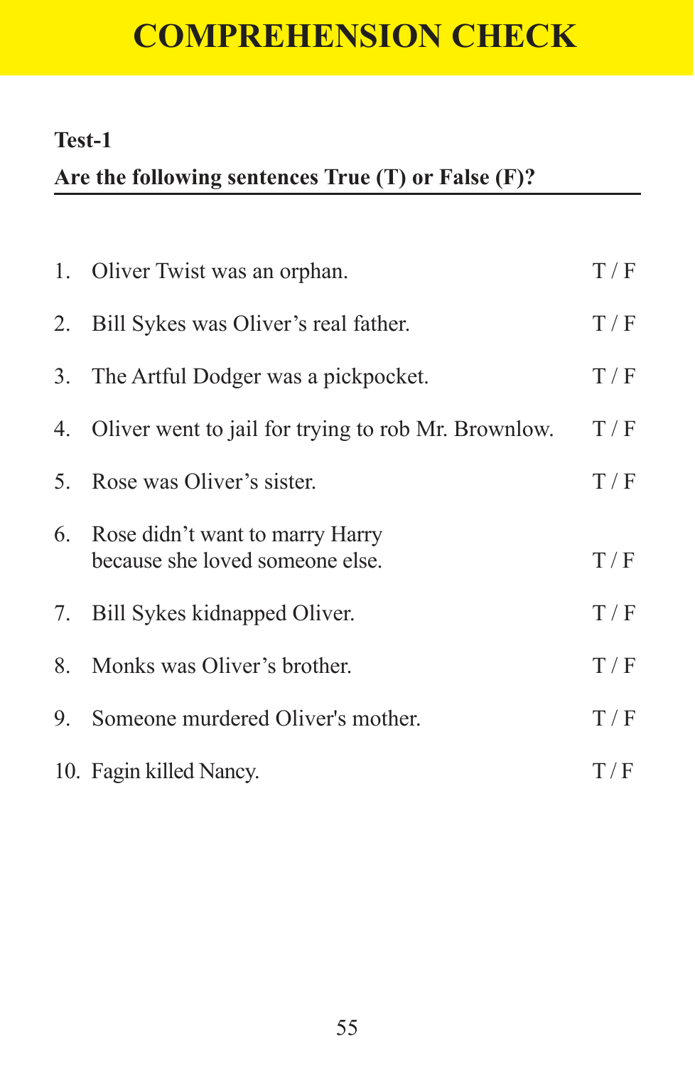# COMPREHENSION CHECK

**Test-1**

**Are the following sentences True (T) or False (F)?**

1. Oliver Twist was an orphan. T / F
2. Bill Sykes was Oliver's real father. T / F
3. The Artful Dodger was a pickpocket. T / F
4. Oliver went to jail for trying to rob Mr. Brownlow. T / F
5. Rose was Oliver's sister. T / F
6. Rose didn't want to marry Harry because she loved someone else. T / F
7. Bill Sykes kidnapped Oliver. T / F
8. Monks was Oliver's brother. T / F
9. Someone murdered Oliver's mother. T / F
10. Fagin killed Nancy. T / F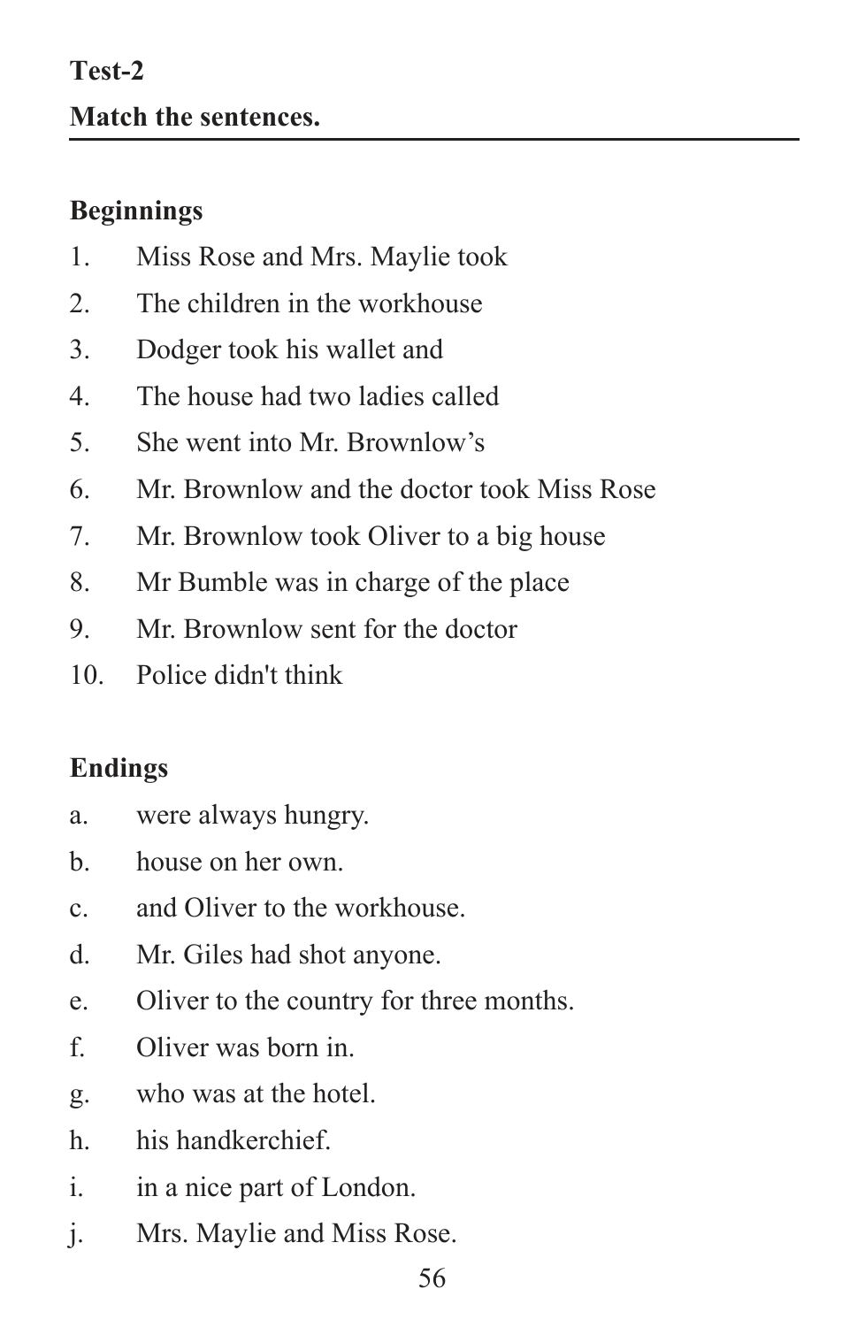**Test-2**

**Match the sentences.**

**Beginnings**

1. Miss Rose and Mrs. Maylie took
2. The children in the workhouse
3. Dodger took his wallet and
4. The house had two ladies called
5. She went into Mr. Brownlow's
6. Mr. Brownlow and the doctor took Miss Rose
7. Mr. Brownlow took Oliver to a big house
8. Mr Bumble was in charge of the place
9. Mr. Brownlow sent for the doctor
10. Police didn't think

**Endings**

a. were always hungry.

b. house on her own.

c. and Oliver to the workhouse.

d. Mr. Giles had shot anyone.

e. Oliver to the country for three months.

f. Oliver was born in.

g. who was at the hotel.

h. his handkerchief.

i. in a nice part of London.

j. Mrs. Maylie and Miss Rose.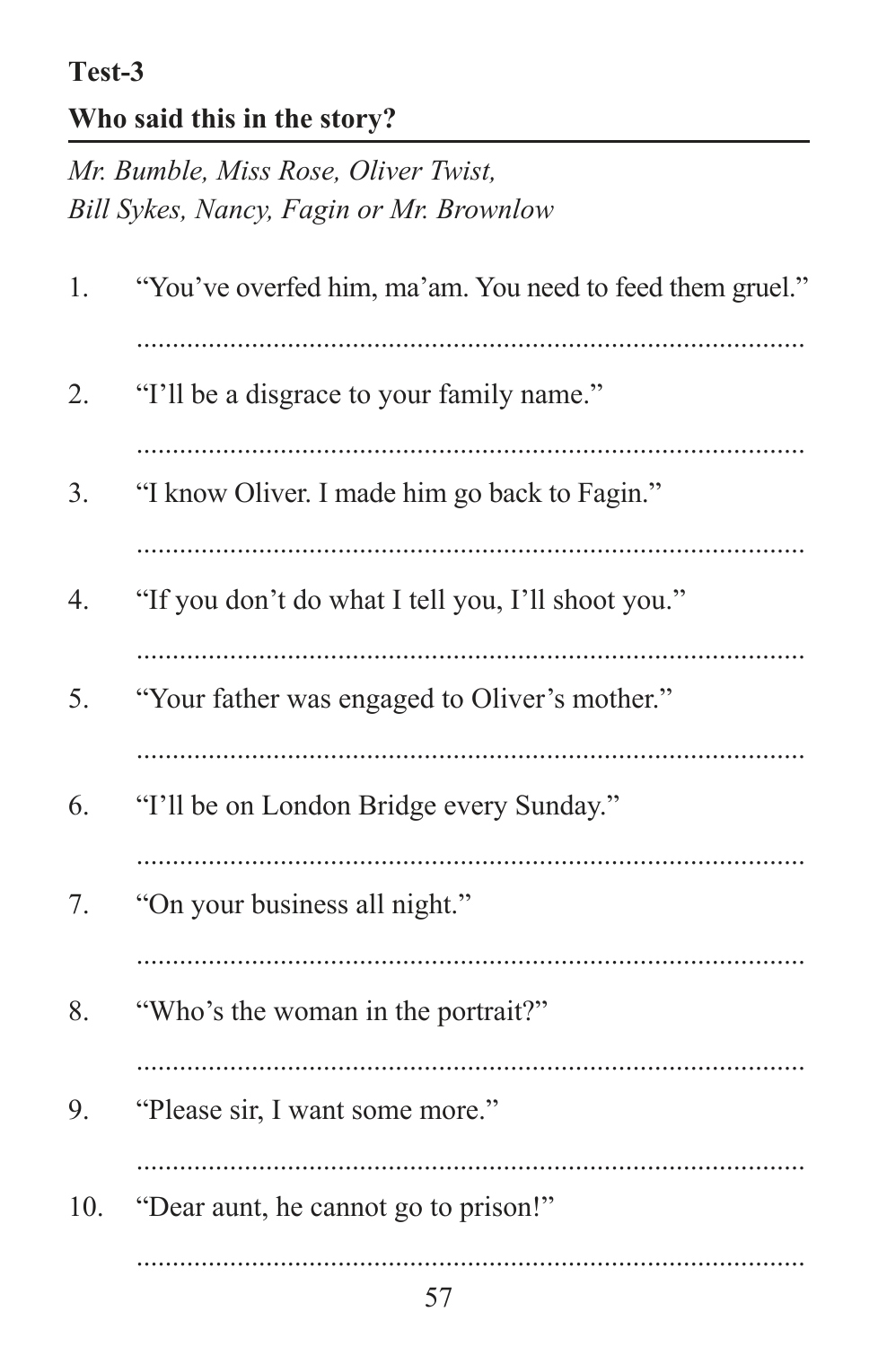**Test-3**

**Who said this in the story?**

*Mr. Bumble, Miss Rose, Oliver Twist, Bill Sykes, Nancy, Fagin or Mr. Brownlow*

1. "You've overfed him, ma'am. You need to feed them gruel."

   ..........................................................................................

2. "I'll be a disgrace to your family name."

   ..........................................................................................

3. "I know Oliver. I made him go back to Fagin."

   ..........................................................................................

4. "If you don't do what I tell you, I'll shoot you."

   ..........................................................................................

5. "Your father was engaged to Oliver's mother."

   ..........................................................................................

6. "I'll be on London Bridge every Sunday."

   ..........................................................................................

7. "On your business all night."

   ..........................................................................................

8. "Who's the woman in the portrait?"

   ..........................................................................................

9. "Please sir, I want some more."

   ..........................................................................................

10. "Dear aunt, he cannot go to prison!"

    ..........................................................................................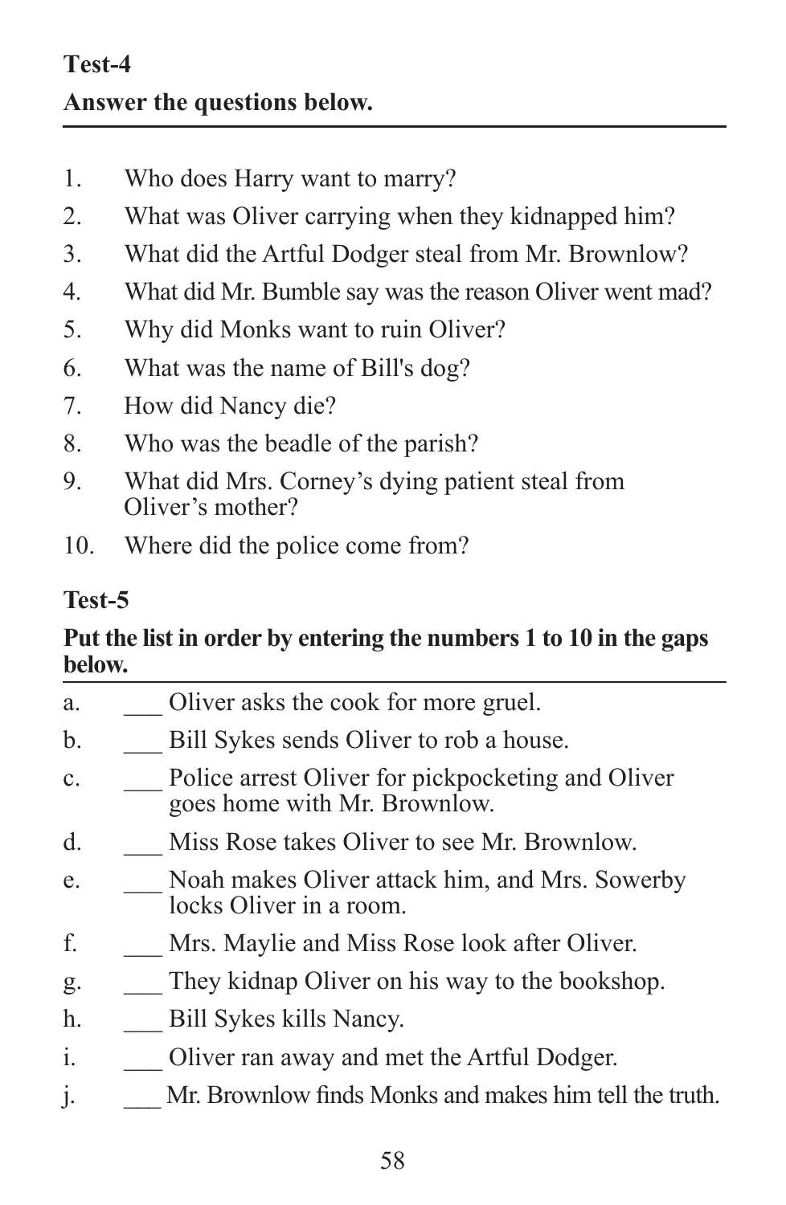**Test-4**

**Answer the questions below.**

1. Who does Harry want to marry?
2. What was Oliver carrying when they kidnapped him?
3. What did the Artful Dodger steal from Mr. Brownlow?
4. What did Mr. Bumble say was the reason Oliver went mad?
5. Why did Monks want to ruin Oliver?
6. What was the name of Bill's dog?
7. How did Nancy die?
8. Who was the beadle of the parish?
9. What did Mrs. Corney's dying patient steal from Oliver's mother?
10. Where did the police come from?

**Test-5**

**Put the list in order by entering the numbers 1 to 10 in the gaps below.**

a. ___ Oliver asks the cook for more gruel.

b. ___ Bill Sykes sends Oliver to rob a house.

c. ___ Police arrest Oliver for pickpocketing and Oliver goes home with Mr. Brownlow.

d. ___ Miss Rose takes Oliver to see Mr. Brownlow.

e. ___ Noah makes Oliver attack him, and Mrs. Sowerby locks Oliver in a room.

f. ___ Mrs. Maylie and Miss Rose look after Oliver.

g. ___ They kidnap Oliver on his way to the bookshop.

h. ___ Bill Sykes kills Nancy.

i. ___ Oliver ran away and met the Artful Dodger.

j. ___ Mr. Brownlow finds Monks and makes him tell the truth.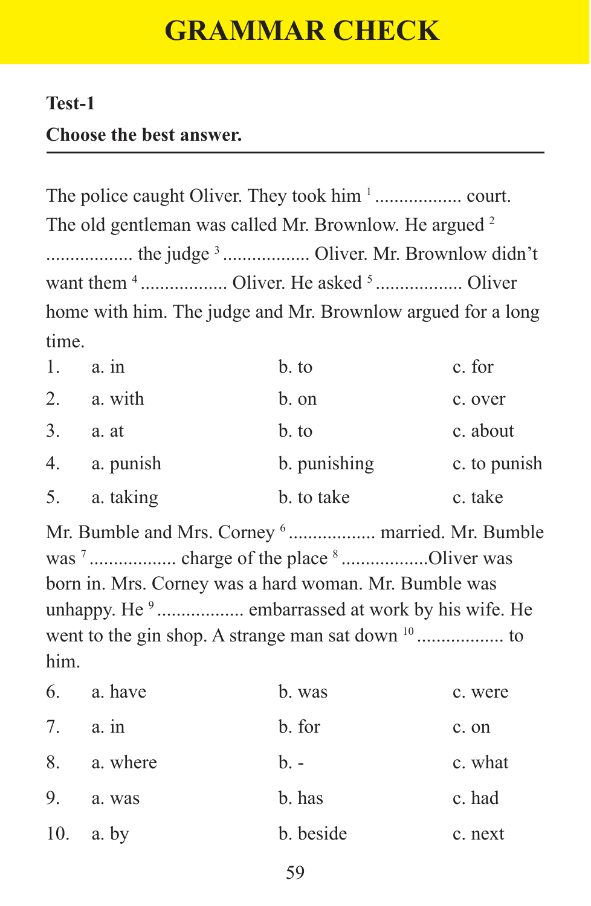# GRAMMAR CHECK

**Test-1**

**Choose the best answer.**

---

The police caught Oliver. They took him [1] .................. court. The old gentleman was called Mr. Brownlow. He argued [2] .................. the judge [3] .................. Oliver. Mr. Brownlow didn't want them [4] .................. Oliver. He asked [5] .................. Oliver home with him. The judge and Mr. Brownlow argued for a long time.

| | | | |
|---|---|---|---|
| 1. | a. in | b. to | c. for |
| 2. | a. with | b. on | c. over |
| 3. | a. at | b. to | c. about |
| 4. | a. punish | b. punishing | c. to punish |
| 5. | a. taking | b. to take | c. take |

Mr. Bumble and Mrs. Corney [6] .................. married. Mr. Bumble was [7] .................. charge of the place [8] ..................Oliver was born in. Mrs. Corney was a hard woman. Mr. Bumble was unhappy. He [9] .................. embarrassed at work by his wife. He went to the gin shop. A strange man sat down [10] .................. to him.

| | | | |
|---|---|---|---|
| 6. | a. have | b. was | c. were |
| 7. | a. in | b. for | c. on |
| 8. | a. where | b. - | c. what |
| 9. | a. was | b. has | c. had |
| 10. | a. by | b. beside | c. next |